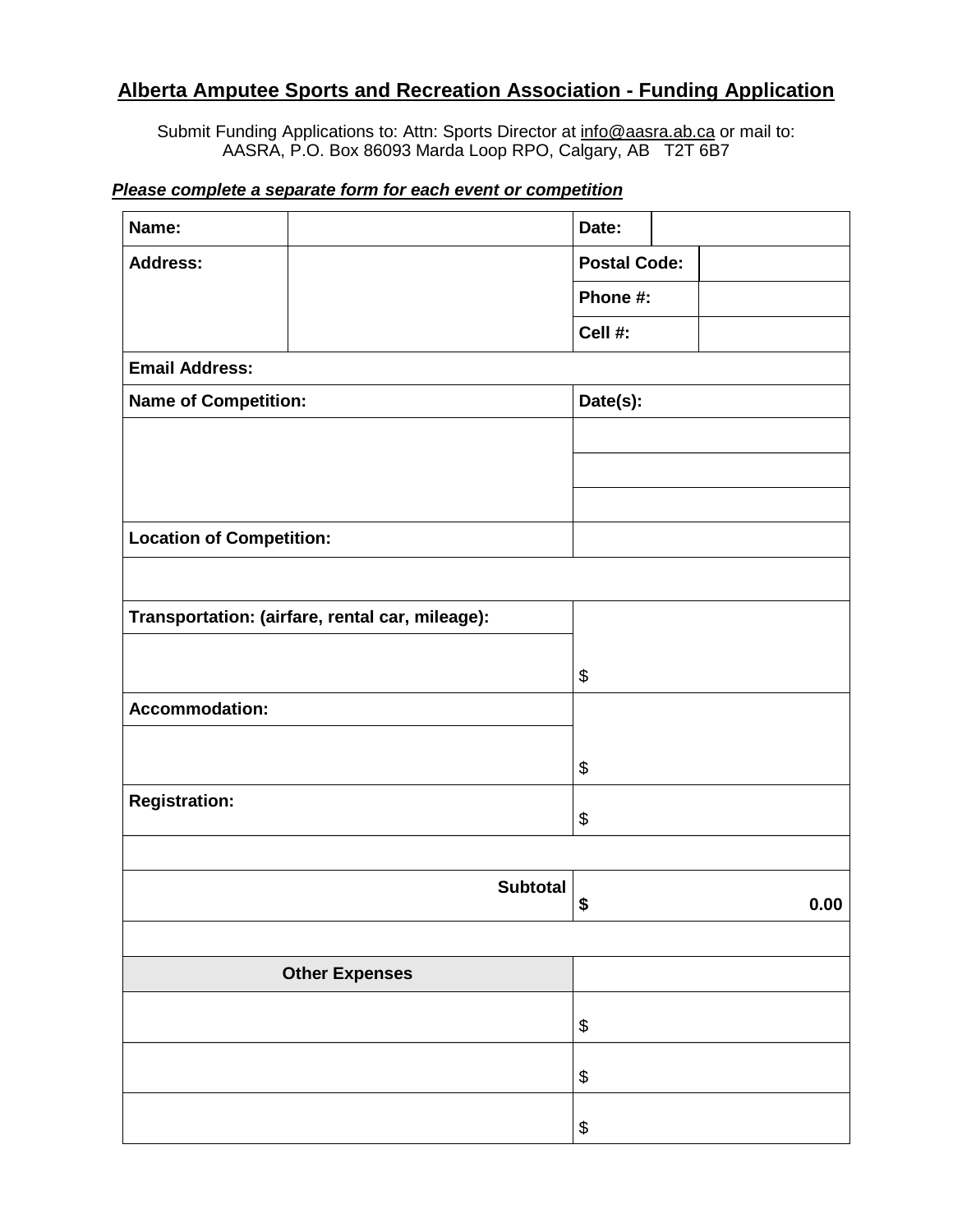# Alberta Amputee Sports and Recreation Association - Funding Application

Submit Funding Applications to: Attn: Sports Director at info@aasra.ab.ca or mail to:
AASRA, P.O. Box 86093 Marda Loop RPO, Calgary, AB T2T 6B7

***Please complete a separate form for each event or competition***

| **Name:** | | **Date:** | |
|---|---|---|---|
| **Address:** | | **Postal Code:** | |
| | | **Phone #:** | |
| | | **Cell #:** | |
| **Email Address:** | | | |
| **Name of Competition:** | | **Date(s):** | |
| | | | |
| | | | |
| | | | |
| **Location of Competition:** | | | |
| | | | |
| **Transportation: (airfare, rental car, mileage):** | | $ | |
| | | | |
| **Accommodation:** | | $ | |
| | | | |
| **Registration:** | | $ | |
| | | | |
| **Subtotal** | | **$ 0.00** | |
| | | | |
| **Other Expenses** | | | |
| | | $ | |
| | | $ | |
| | | $ | |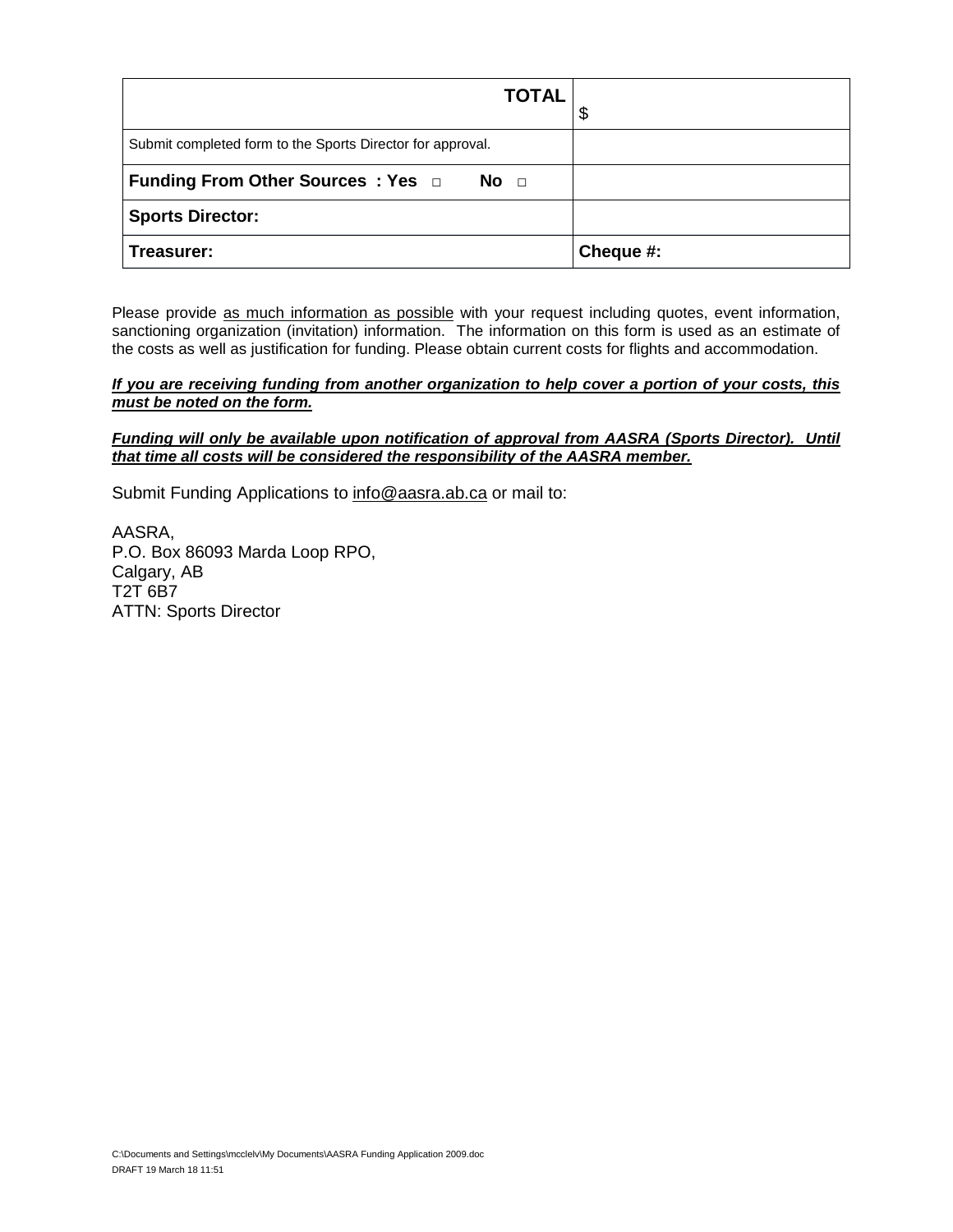| | |
|---|---|
| **TOTAL** | $ |
| Submit completed form to the Sports Director for approval. | |
| **Funding From Other Sources : Yes □ No □** | |
| **Sports Director:** | |
| **Treasurer:** | **Cheque #:** |

Please provide as much information as possible with your request including quotes, event information, sanctioning organization (invitation) information. The information on this form is used as an estimate of the costs as well as justification for funding. Please obtain current costs for flights and accommodation.

***If you are receiving funding from another organization to help cover a portion of your costs, this must be noted on the form.***

***Funding will only be available upon notification of approval from AASRA (Sports Director). Until that time all costs will be considered the responsibility of the AASRA member.***

Submit Funding Applications to info@aasra.ab.ca or mail to:

AASRA,
P.O. Box 86093 Marda Loop RPO,
Calgary, AB
T2T 6B7
ATTN: Sports Director

C:\Documents and Settings\mcclelv\My Documents\AASRA Funding Application 2009.doc
DRAFT 19 March 18 11:51